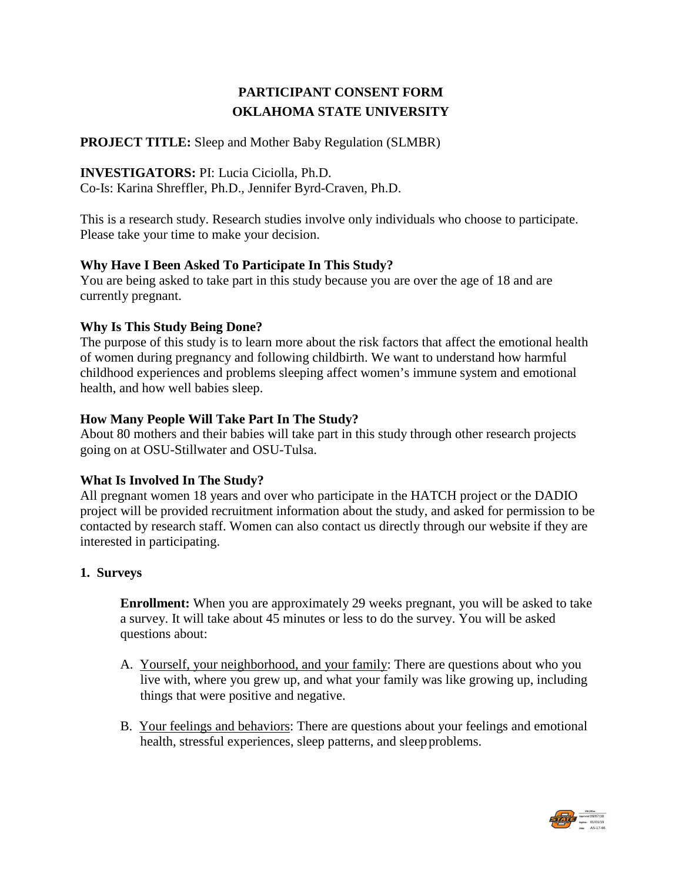# PARTICIPANT CONSENT FORM
# OKLAHOMA STATE UNIVERSITY

**PROJECT TITLE:** Sleep and Mother Baby Regulation (SLMBR)

**INVESTIGATORS:** PI: Lucia Ciciolla, Ph.D.
Co-Is: Karina Shreffler, Ph.D., Jennifer Byrd-Craven, Ph.D.

This is a research study. Research studies involve only individuals who choose to participate. Please take your time to make your decision.

### Why Have I Been Asked To Participate In This Study?

You are being asked to take part in this study because you are over the age of 18 and are currently pregnant.

### Why Is This Study Being Done?

The purpose of this study is to learn more about the risk factors that affect the emotional health of women during pregnancy and following childbirth. We want to understand how harmful childhood experiences and problems sleeping affect women's immune system and emotional health, and how well babies sleep.

### How Many People Will Take Part In The Study?

About 80 mothers and their babies will take part in this study through other research projects going on at OSU-Stillwater and OSU-Tulsa.

### What Is Involved In The Study?

All pregnant women 18 years and over who participate in the HATCH project or the DADIO project will be provided recruitment information about the study, and asked for permission to be contacted by research staff. Women can also contact us directly through our website if they are interested in participating.

**1. Surveys**

**Enrollment:** When you are approximately 29 weeks pregnant, you will be asked to take a survey. It will take about 45 minutes or less to do the survey. You will be asked questions about:

A. Yourself, your neighborhood, and your family: There are questions about who you live with, where you grew up, and what your family was like growing up, including things that were positive and negative.

B. Your feelings and behaviors: There are questions about your feelings and emotional health, stressful experiences, sleep patterns, and sleep problems.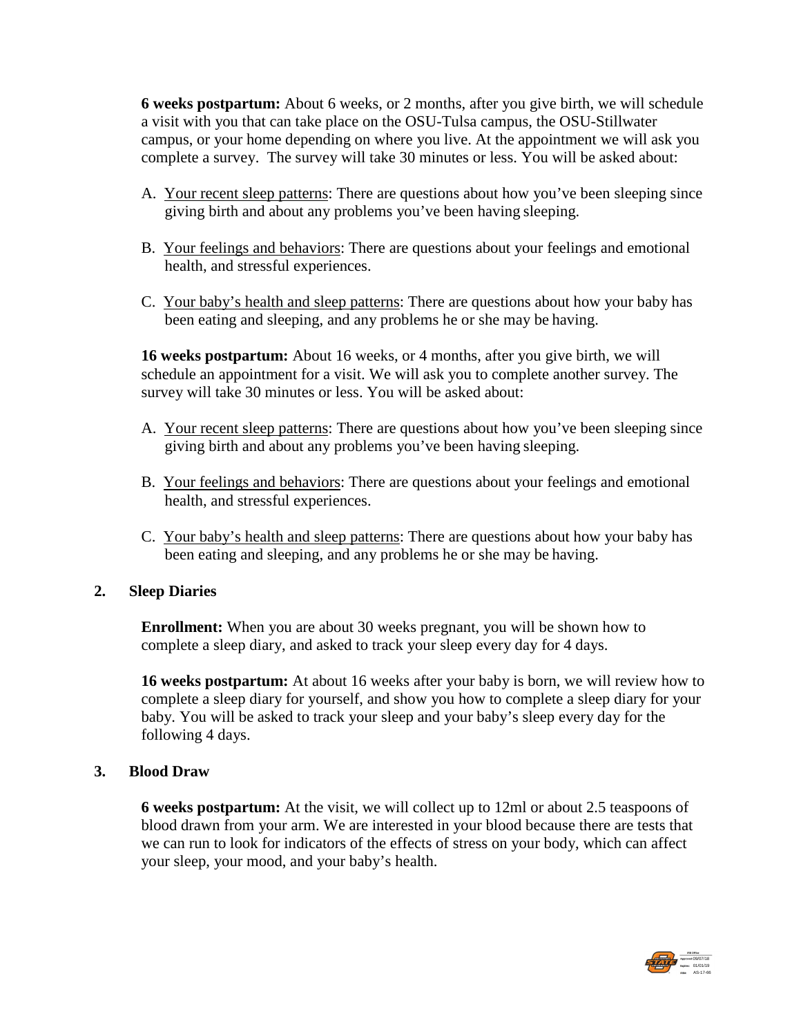**6 weeks postpartum:** About 6 weeks, or 2 months, after you give birth, we will schedule a visit with you that can take place on the OSU-Tulsa campus, the OSU-Stillwater campus, or your home depending on where you live. At the appointment we will ask you complete a survey. The survey will take 30 minutes or less. You will be asked about:

A. Your recent sleep patterns: There are questions about how you've been sleeping since giving birth and about any problems you've been having sleeping.

B. Your feelings and behaviors: There are questions about your feelings and emotional health, and stressful experiences.

C. Your baby's health and sleep patterns: There are questions about how your baby has been eating and sleeping, and any problems he or she may be having.

**16 weeks postpartum:** About 16 weeks, or 4 months, after you give birth, we will schedule an appointment for a visit. We will ask you to complete another survey. The survey will take 30 minutes or less. You will be asked about:

A. Your recent sleep patterns: There are questions about how you've been sleeping since giving birth and about any problems you've been having sleeping.

B. Your feelings and behaviors: There are questions about your feelings and emotional health, and stressful experiences.

C. Your baby's health and sleep patterns: There are questions about how your baby has been eating and sleeping, and any problems he or she may be having.

**2. Sleep Diaries**

**Enrollment:** When you are about 30 weeks pregnant, you will be shown how to complete a sleep diary, and asked to track your sleep every day for 4 days.

**16 weeks postpartum:** At about 16 weeks after your baby is born, we will review how to complete a sleep diary for yourself, and show you how to complete a sleep diary for your baby. You will be asked to track your sleep and your baby's sleep every day for the following 4 days.

**3. Blood Draw**

**6 weeks postpartum:** At the visit, we will collect up to 12ml or about 2.5 teaspoons of blood drawn from your arm. We are interested in your blood because there are tests that we can run to look for indicators of the effects of stress on your body, which can affect your sleep, your mood, and your baby's health.

IRB Office
Approved 09/07/18
Expires: 01/01/19
IRB# AS-17-66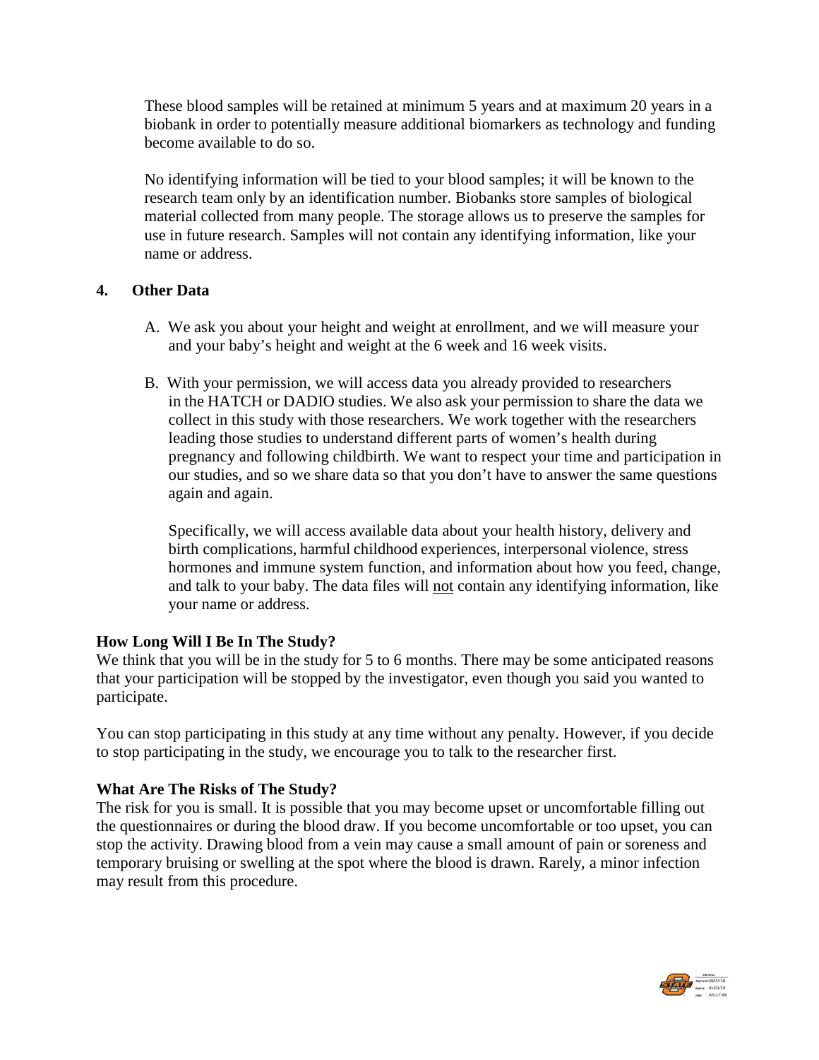These blood samples will be retained at minimum 5 years and at maximum 20 years in a biobank in order to potentially measure additional biomarkers as technology and funding become available to do so.

No identifying information will be tied to your blood samples; it will be known to the research team only by an identification number. Biobanks store samples of biological material collected from many people. The storage allows us to preserve the samples for use in future research. Samples will not contain any identifying information, like your name or address.

**4. Other Data**

A. We ask you about your height and weight at enrollment, and we will measure your and your baby's height and weight at the 6 week and 16 week visits.

B. With your permission, we will access data you already provided to researchers in the HATCH or DADIO studies. We also ask your permission to share the data we collect in this study with those researchers. We work together with the researchers leading those studies to understand different parts of women's health during pregnancy and following childbirth. We want to respect your time and participation in our studies, and so we share data so that you don't have to answer the same questions again and again.

Specifically, we will access available data about your health history, delivery and birth complications, harmful childhood experiences, interpersonal violence, stress hormones and immune system function, and information about how you feed, change, and talk to your baby. The data files will <u>not</u> contain any identifying information, like your name or address.

**How Long Will I Be In The Study?**

We think that you will be in the study for 5 to 6 months. There may be some anticipated reasons that your participation will be stopped by the investigator, even though you said you wanted to participate.

You can stop participating in this study at any time without any penalty. However, if you decide to stop participating in the study, we encourage you to talk to the researcher first.

**What Are The Risks of The Study?**

The risk for you is small. It is possible that you may become upset or uncomfortable filling out the questionnaires or during the blood draw. If you become uncomfortable or too upset, you can stop the activity. Drawing blood from a vein may cause a small amount of pain or soreness and temporary bruising or swelling at the spot where the blood is drawn. Rarely, a minor infection may result from this procedure.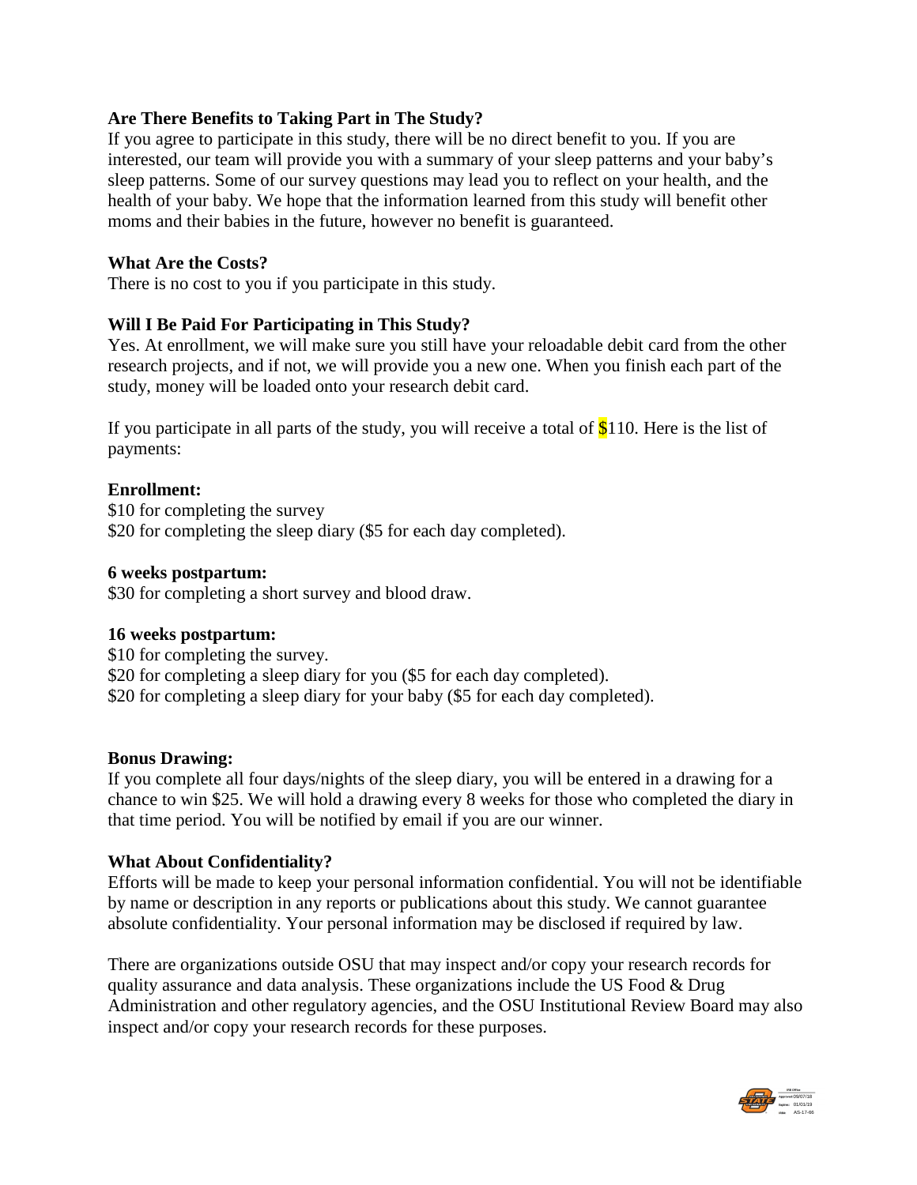**Are There Benefits to Taking Part in The Study?**
If you agree to participate in this study, there will be no direct benefit to you. If you are interested, our team will provide you with a summary of your sleep patterns and your baby's sleep patterns. Some of our survey questions may lead you to reflect on your health, and the health of your baby. We hope that the information learned from this study will benefit other moms and their babies in the future, however no benefit is guaranteed.

**What Are the Costs?**
There is no cost to you if you participate in this study.

**Will I Be Paid For Participating in This Study?**
Yes. At enrollment, we will make sure you still have your reloadable debit card from the other research projects, and if not, we will provide you a new one. When you finish each part of the study, money will be loaded onto your research debit card.

If you participate in all parts of the study, you will receive a total of $110. Here is the list of payments:

**Enrollment:**
$10 for completing the survey
$20 for completing the sleep diary ($5 for each day completed).

**6 weeks postpartum:**
$30 for completing a short survey and blood draw.

**16 weeks postpartum:**
$10 for completing the survey.
$20 for completing a sleep diary for you ($5 for each day completed).
$20 for completing a sleep diary for your baby ($5 for each day completed).

**Bonus Drawing:**
If you complete all four days/nights of the sleep diary, you will be entered in a drawing for a chance to win $25. We will hold a drawing every 8 weeks for those who completed the diary in that time period. You will be notified by email if you are our winner.

**What About Confidentiality?**
Efforts will be made to keep your personal information confidential. You will not be identifiable by name or description in any reports or publications about this study. We cannot guarantee absolute confidentiality. Your personal information may be disclosed if required by law.

There are organizations outside OSU that may inspect and/or copy your research records for quality assurance and data analysis. These organizations include the US Food & Drug Administration and other regulatory agencies, and the OSU Institutional Review Board may also inspect and/or copy your research records for these purposes.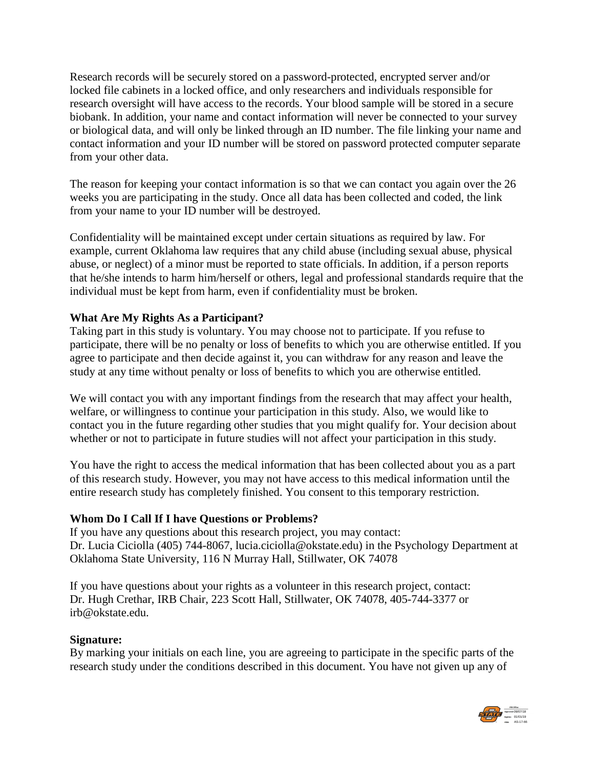Research records will be securely stored on a password-protected, encrypted server and/or locked file cabinets in a locked office, and only researchers and individuals responsible for research oversight will have access to the records. Your blood sample will be stored in a secure biobank. In addition, your name and contact information will never be connected to your survey or biological data, and will only be linked through an ID number. The file linking your name and contact information and your ID number will be stored on password protected computer separate from your other data.

The reason for keeping your contact information is so that we can contact you again over the 26 weeks you are participating in the study. Once all data has been collected and coded, the link from your name to your ID number will be destroyed.

Confidentiality will be maintained except under certain situations as required by law. For example, current Oklahoma law requires that any child abuse (including sexual abuse, physical abuse, or neglect) of a minor must be reported to state officials. In addition, if a person reports that he/she intends to harm him/herself or others, legal and professional standards require that the individual must be kept from harm, even if confidentiality must be broken.

**What Are My Rights As a Participant?**

Taking part in this study is voluntary. You may choose not to participate. If you refuse to participate, there will be no penalty or loss of benefits to which you are otherwise entitled. If you agree to participate and then decide against it, you can withdraw for any reason and leave the study at any time without penalty or loss of benefits to which you are otherwise entitled.

We will contact you with any important findings from the research that may affect your health, welfare, or willingness to continue your participation in this study. Also, we would like to contact you in the future regarding other studies that you might qualify for. Your decision about whether or not to participate in future studies will not affect your participation in this study.

You have the right to access the medical information that has been collected about you as a part of this research study. However, you may not have access to this medical information until the entire research study has completely finished. You consent to this temporary restriction.

**Whom Do I Call If I have Questions or Problems?**

If you have any questions about this research project, you may contact:
Dr. Lucia Ciciolla (405) 744-8067, lucia.ciciolla@okstate.edu) in the Psychology Department at Oklahoma State University, 116 N Murray Hall, Stillwater, OK 74078

If you have questions about your rights as a volunteer in this research project, contact:
Dr. Hugh Crethar, IRB Chair, 223 Scott Hall, Stillwater, OK 74078, 405-744-3377 or irb@okstate.edu.

**Signature:**

By marking your initials on each line, you are agreeing to participate in the specific parts of the research study under the conditions described in this document. You have not given up any of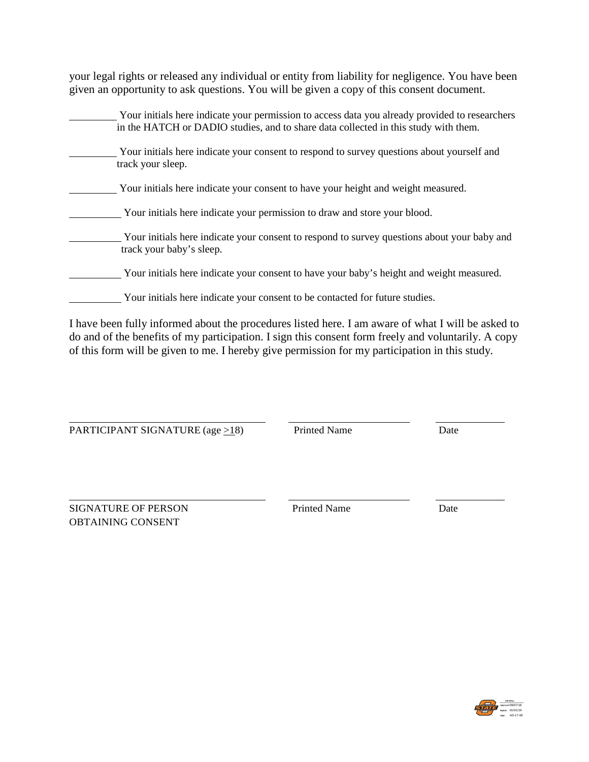your legal rights or released any individual or entity from liability for negligence. You have been given an opportunity to ask questions. You will be given a copy of this consent document.

_________ Your initials here indicate your permission to access data you already provided to researchers in the HATCH or DADIO studies, and to share data collected in this study with them.

_________ Your initials here indicate your consent to respond to survey questions about yourself and track your sleep.

_________ Your initials here indicate your consent to have your height and weight measured.

_________ Your initials here indicate your permission to draw and store your blood.

_________ Your initials here indicate your consent to respond to survey questions about your baby and track your baby's sleep.

_________ Your initials here indicate your consent to have your baby's height and weight measured.

_________ Your initials here indicate your consent to be contacted for future studies.

I have been fully informed about the procedures listed here. I am aware of what I will be asked to do and of the benefits of my participation. I sign this consent form freely and voluntarily. A copy of this form will be given to me. I hereby give permission for my participation in this study.

______________________________ ____________________ __________

PARTICIPANT SIGNATURE (age $\geq$18) Printed Name Date

______________________________ ____________________ __________

SIGNATURE OF PERSON OBTAINING CONSENT Printed Name Date

IRB Office
Approved 09/07/18
Expires: 01/01/19
IRB# AS-17-66